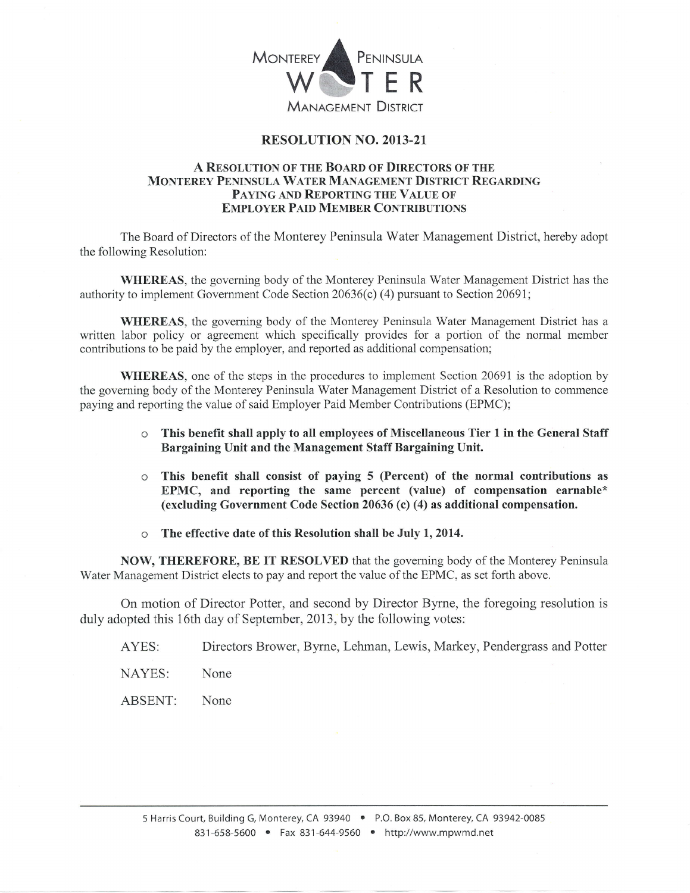MONTEREY PENINSULA WATER MANAGEMENT DISTRICT

# RESOLUTION NO. 2013-21

## A RESOLUTION OF THE BOARD OF DIRECTORS OF THE MONTEREY PENINSULA WATER MANAGEMENT DISTRICT REGARDING PAYING AND REPORTING THE VALUE OF EMPLOYER PAID MEMBER CONTRIBUTIONS

The Board of Directors of the Monterey Peninsula Water Management District, hereby adopt the following Resolution:

**WHEREAS**, the governing body of the Monterey Peninsula Water Management District has the authority to implement Government Code Section 20636(c) (4) pursuant to Section 20691;

**WHEREAS**, the governing body of the Monterey Peninsula Water Management District has a written labor policy or agreement which specifically provides for a portion of the normal member contributions to be paid by the employer, and reported as additional compensation;

**WHEREAS**, one of the steps in the procedures to implement Section 20691 is the adoption by the governing body of the Monterey Peninsula Water Management District of a Resolution to commence paying and reporting the value of said Employer Paid Member Contributions (EPMC);

- **This benefit shall apply to all employees of Miscellaneous Tier 1 in the General Staff Bargaining Unit and the Management Staff Bargaining Unit.**
- **This benefit shall consist of paying 5 (Percent) of the normal contributions as EPMC, and reporting the same percent (value) of compensation earnable* (excluding Government Code Section 20636 (c) (4) as additional compensation.**
- **The effective date of this Resolution shall be July 1, 2014.**

**NOW, THEREFORE, BE IT RESOLVED** that the governing body of the Monterey Peninsula Water Management District elects to pay and report the value of the EPMC, as set forth above.

On motion of Director Potter, and second by Director Byrne, the foregoing resolution is duly adopted this 16th day of September, 2013, by the following votes:

AYES: Directors Brower, Byrne, Lehman, Lewis, Markey, Pendergrass and Potter

NAYES: None

ABSENT: None

5 Harris Court, Building G, Monterey, CA 93940 • P.O. Box 85, Monterey, CA 93942-0085
831-658-5600 • Fax 831-644-9560 • http://www.mpwmd.net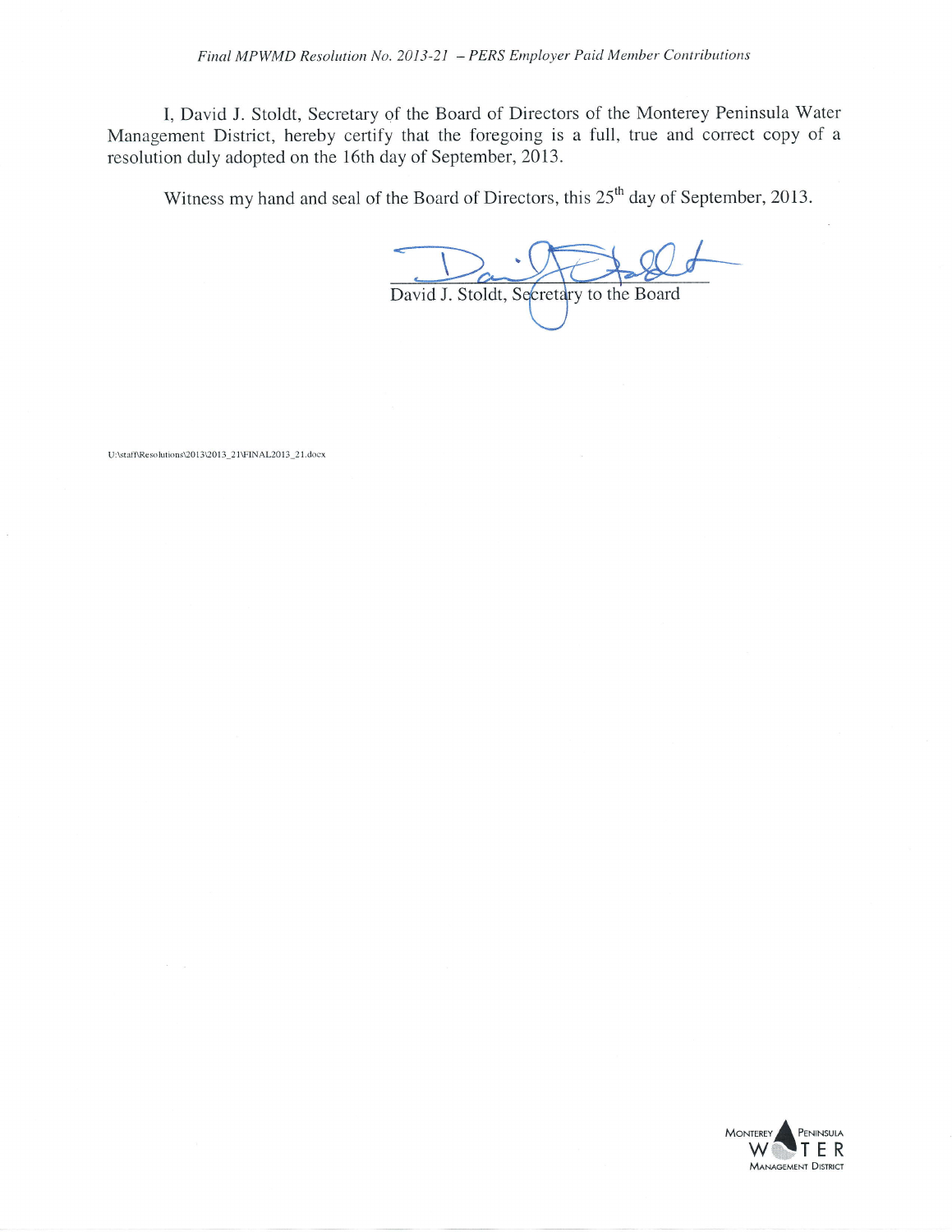I, David J. Stoldt, Secretary of the Board of Directors of the Monterey Peninsula Water Management District, hereby certify that the foregoing is a full, true and correct copy of a resolution duly adopted on the 16th day of September, 2013.

Witness my hand and seal of the Board of Directors, this 25th day of September, 2013.

David J. Stoldt, Secretary to the Board

U:\staff\Resolutions\2013\2013_21\FINAL2013_21.docx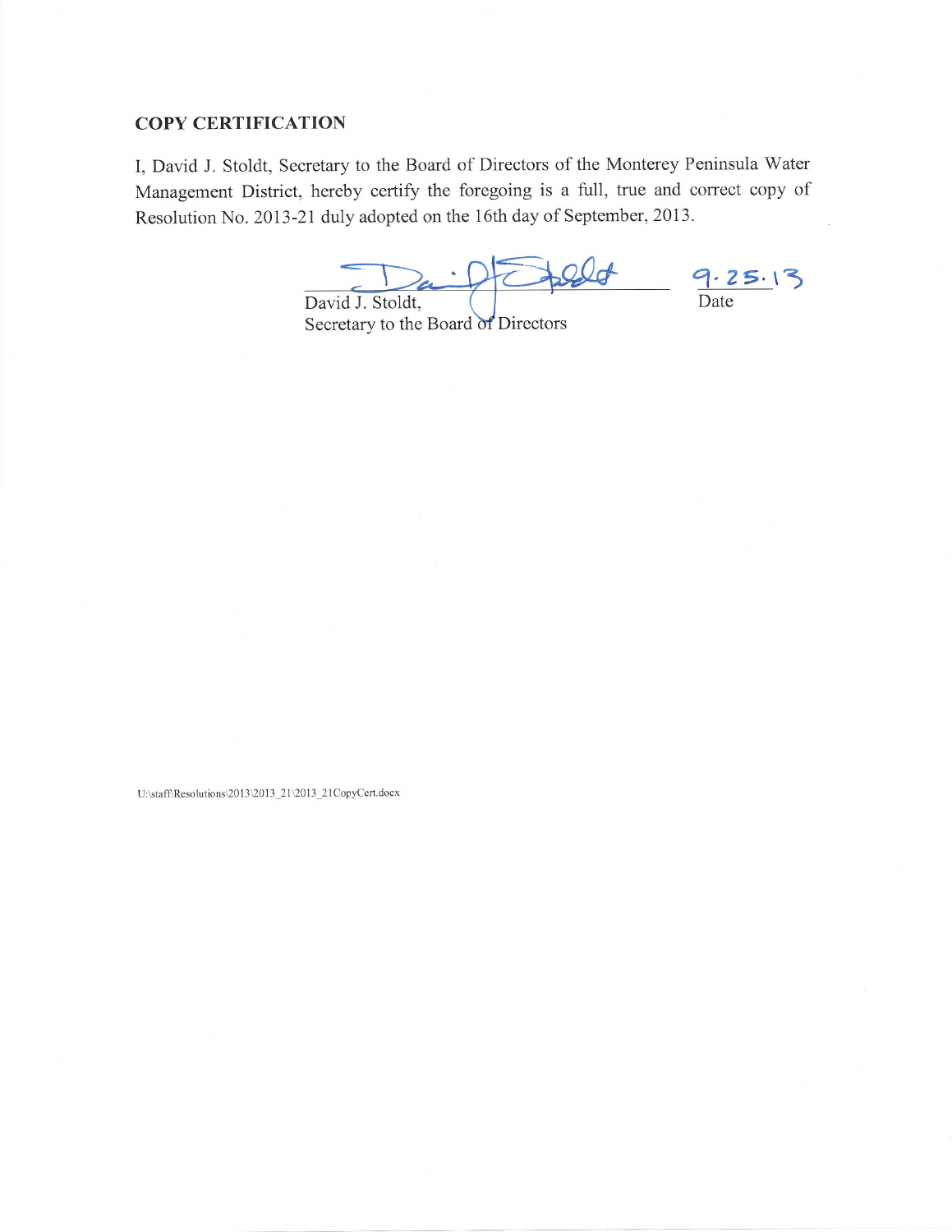## COPY CERTIFICATION

I, David J. Stoldt, Secretary to the Board of Directors of the Monterey Peninsula Water Management District, hereby certify the foregoing is a full, true and correct copy of Resolution No. 2013-21 duly adopted on the 16th day of September, 2013.

David J. Stoldt,
Secretary to the Board of Directors

9.25.13
Date

U:\staff\Resolutions\2013\2013_21\2013_21CopyCert.docx